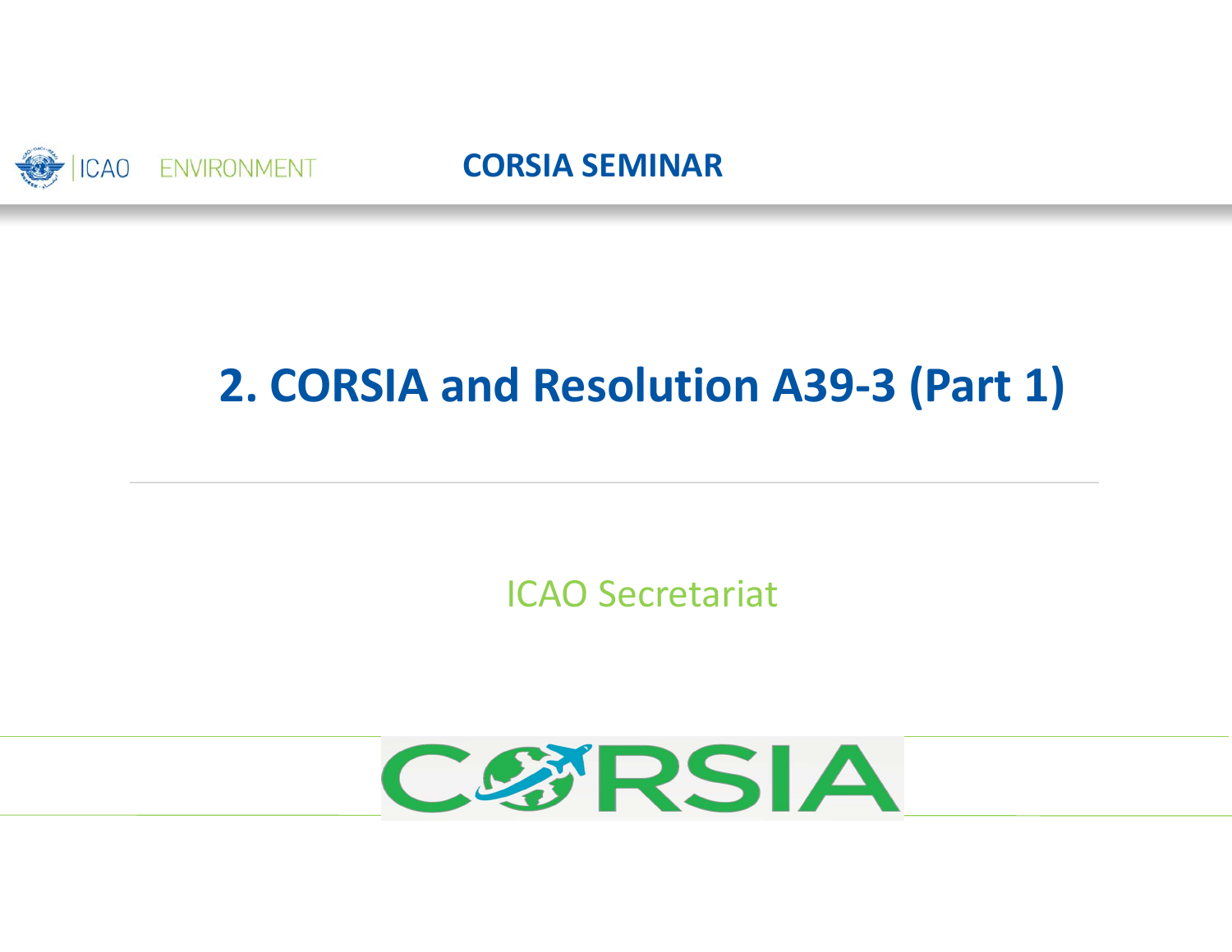ICAO ENVIRONMENT

**CORSIA SEMINAR**

# 2. CORSIA and Resolution A39-3 (Part 1)

ICAO Secretariat

CORSIA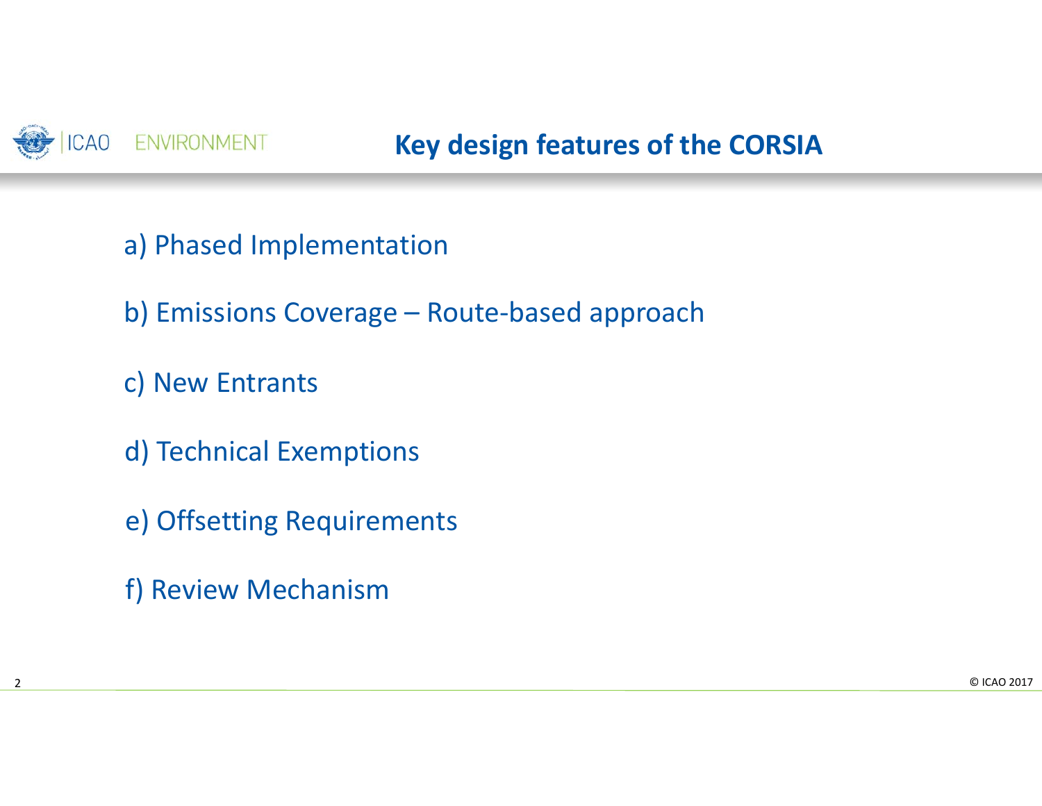# Key design features of the CORSIA

a) Phased Implementation

b) Emissions Coverage – Route-based approach

c) New Entrants

d) Technical Exemptions

e) Offsetting Requirements

f) Review Mechanism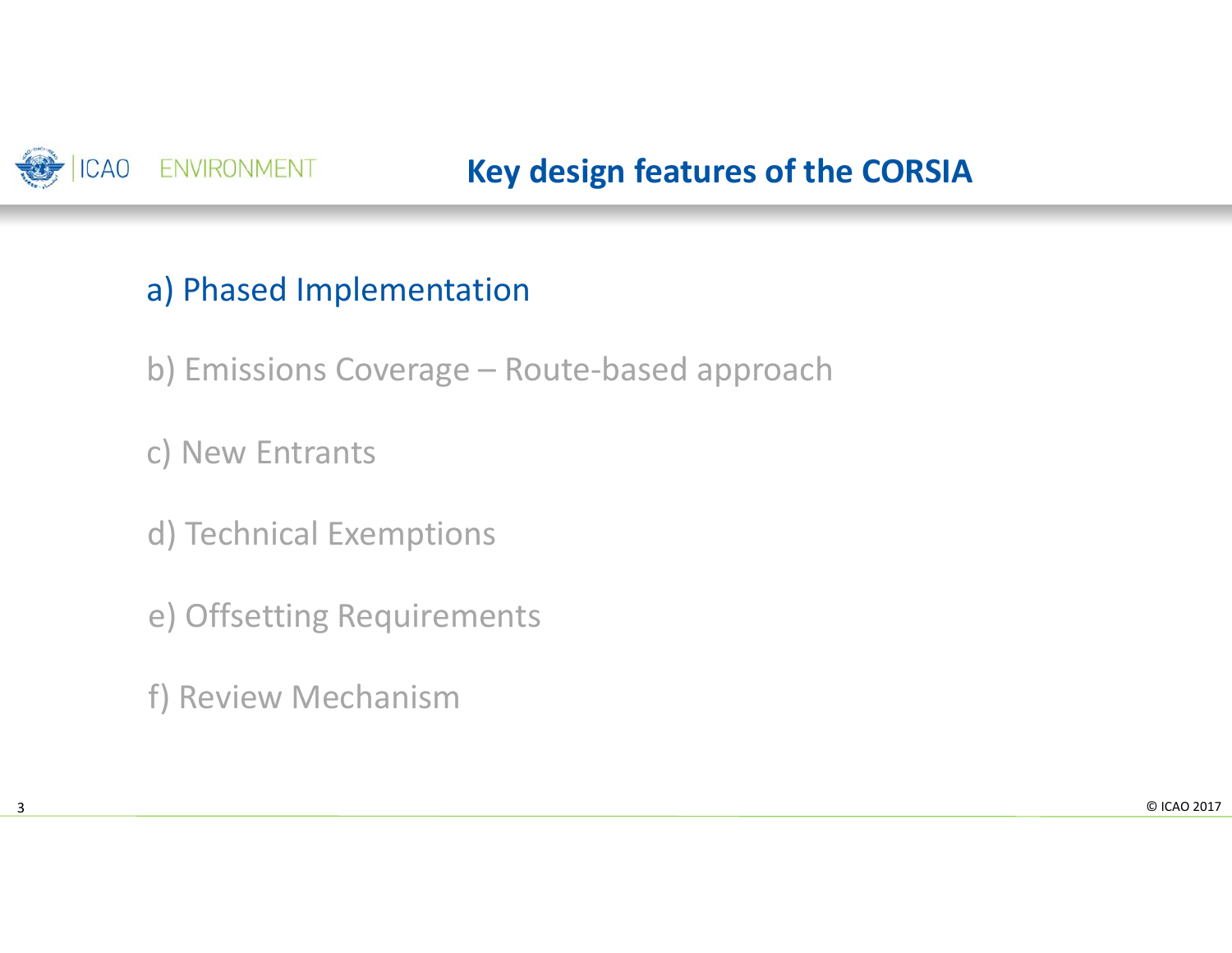# Key design features of the CORSIA

a) Phased Implementation

b) Emissions Coverage – Route-based approach

c) New Entrants

d) Technical Exemptions

e) Offsetting Requirements

f) Review Mechanism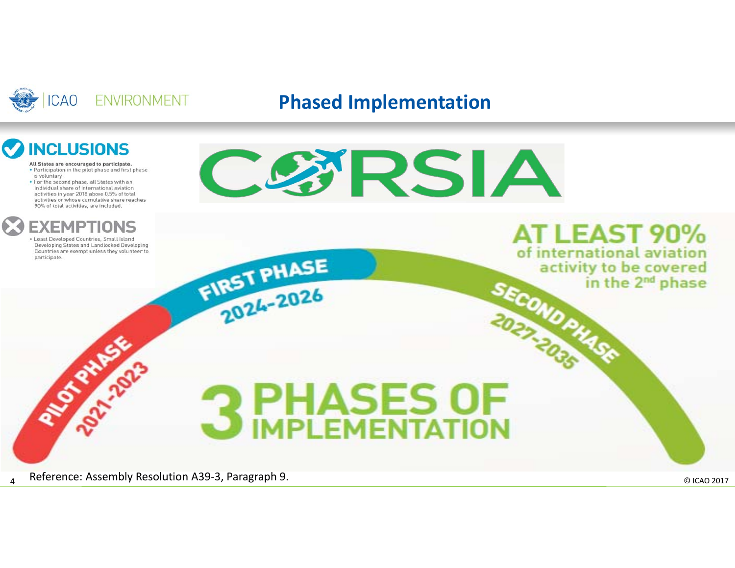# Phased Implementation

## INCLUSIONS

**All States are encouraged to participate.**

- Participation in the pilot phase and first phase is voluntary
- For the second phase, all States with an individual share of international aviation activities in year 2018 above 0.5% of total activities or whose cumulative share reaches 90% of total activities, are included.

## EXEMPTIONS

- Least Developed Countries, Small Island Developing States and Landlocked Developing Countries are exempt unless they volunteer to participate.

# CORSIA

**PILOT PHASE** 2021-2023

**FIRST PHASE** 2024-2026

**SECOND PHASE** 2027-2035

**AT LEAST 90%** of international aviation activity to be covered in the 2nd phase

**3 PHASES OF IMPLEMENTATION**

Reference: Assembly Resolution A39-3, Paragraph 9.

© ICAO 2017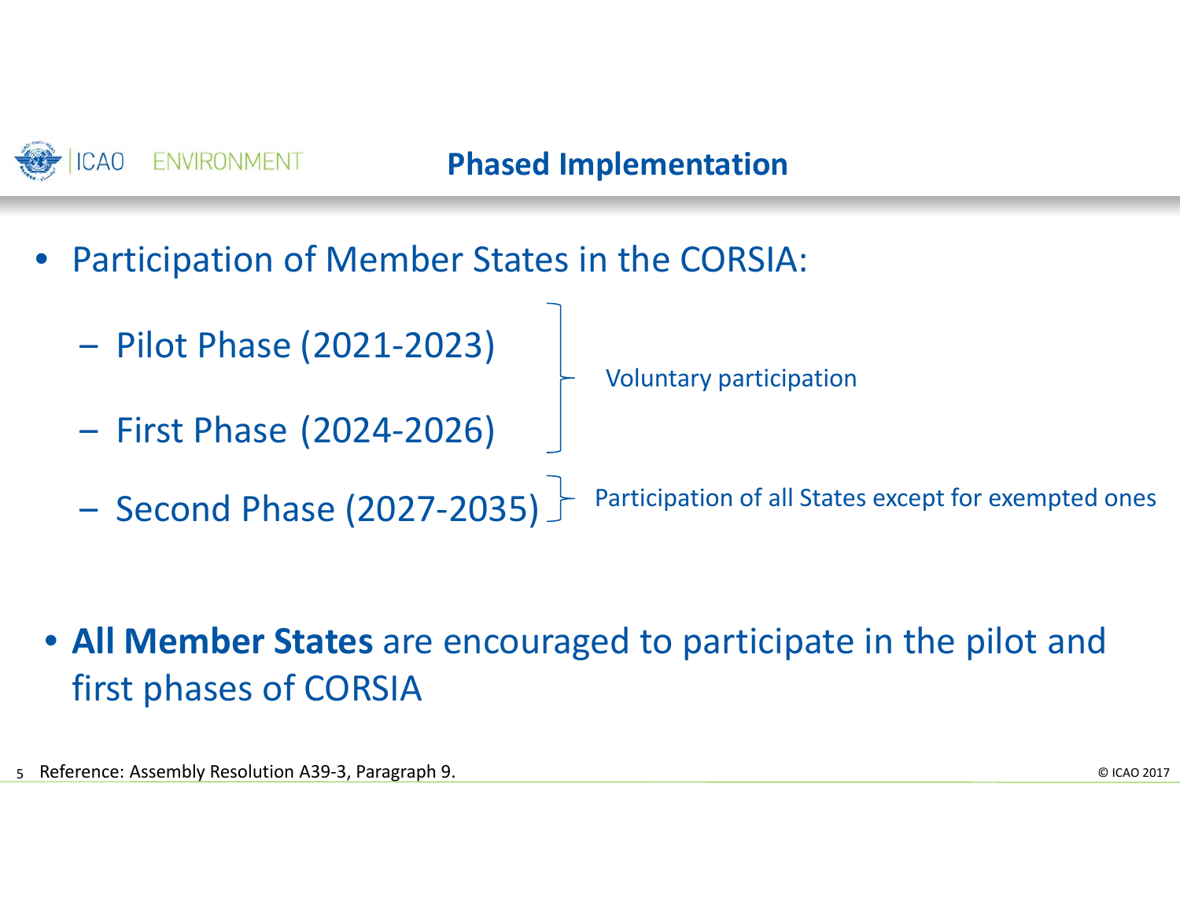# Phased Implementation

- Participation of Member States in the CORSIA:
  - Pilot Phase (2021-2023)
  - First Phase (2024-2026)

    } Voluntary participation

  - Second Phase (2027-2035)

    } Participation of all States except for exempted ones

- **All Member States** are encouraged to participate in the pilot and first phases of CORSIA

Reference: Assembly Resolution A39-3, Paragraph 9.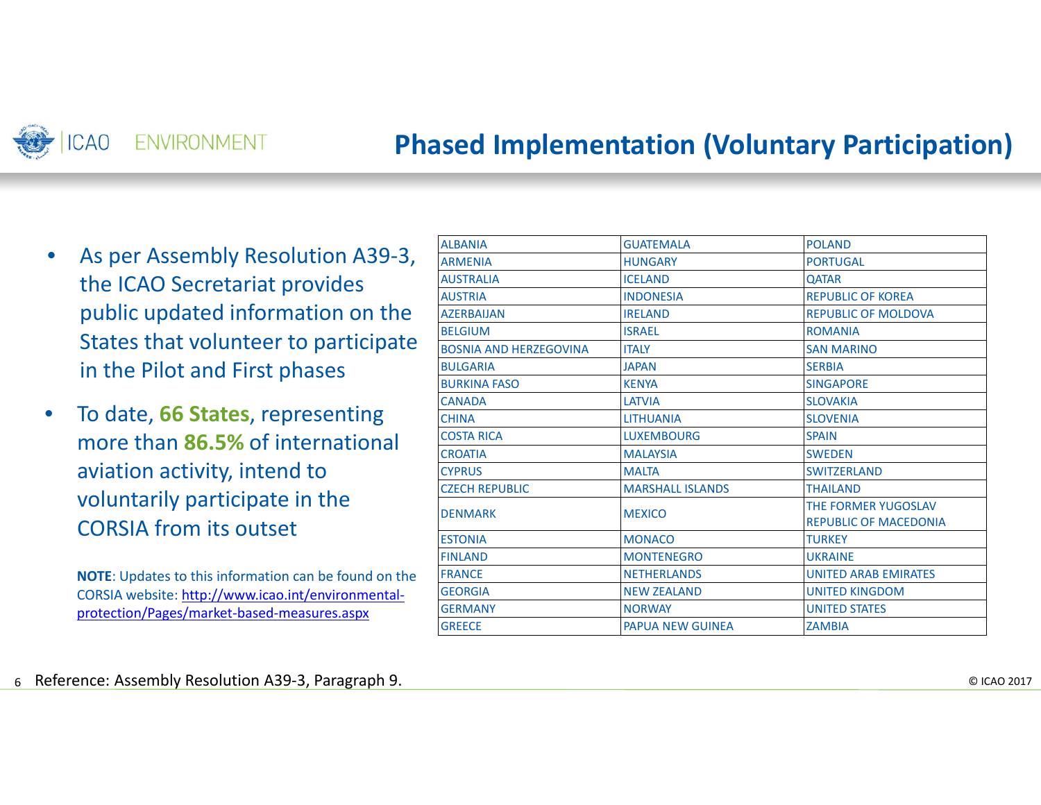## Phased Implementation (Voluntary Participation)

- As per Assembly Resolution A39-3, the ICAO Secretariat provides public updated information on the States that volunteer to participate in the Pilot and First phases
- To date, **66 States**, representing more than **86.5%** of international aviation activity, intend to voluntarily participate in the CORSIA from its outset

**NOTE**: Updates to this information can be found on the CORSIA website: [http://www.icao.int/environmental-protection/Pages/market-based-measures.aspx](http://www.icao.int/environmental-protection/Pages/market-based-measures.aspx)

| | | |
|---|---|---|
| ALBANIA | GUATEMALA | POLAND |
| ARMENIA | HUNGARY | PORTUGAL |
| AUSTRALIA | ICELAND | QATAR |
| AUSTRIA | INDONESIA | REPUBLIC OF KOREA |
| AZERBAIJAN | IRELAND | REPUBLIC OF MOLDOVA |
| BELGIUM | ISRAEL | ROMANIA |
| BOSNIA AND HERZEGOVINA | ITALY | SAN MARINO |
| BULGARIA | JAPAN | SERBIA |
| BURKINA FASO | KENYA | SINGAPORE |
| CANADA | LATVIA | SLOVAKIA |
| CHINA | LITHUANIA | SLOVENIA |
| COSTA RICA | LUXEMBOURG | SPAIN |
| CROATIA | MALAYSIA | SWEDEN |
| CYPRUS | MALTA | SWITZERLAND |
| CZECH REPUBLIC | MARSHALL ISLANDS | THAILAND |
| DENMARK | MEXICO | THE FORMER YUGOSLAV REPUBLIC OF MACEDONIA |
| ESTONIA | MONACO | TURKEY |
| FINLAND | MONTENEGRO | UKRAINE |
| FRANCE | NETHERLANDS | UNITED ARAB EMIRATES |
| GEORGIA | NEW ZEALAND | UNITED KINGDOM |
| GERMANY | NORWAY | UNITED STATES |
| GREECE | PAPUA NEW GUINEA | ZAMBIA |

Reference: Assembly Resolution A39-3, Paragraph 9.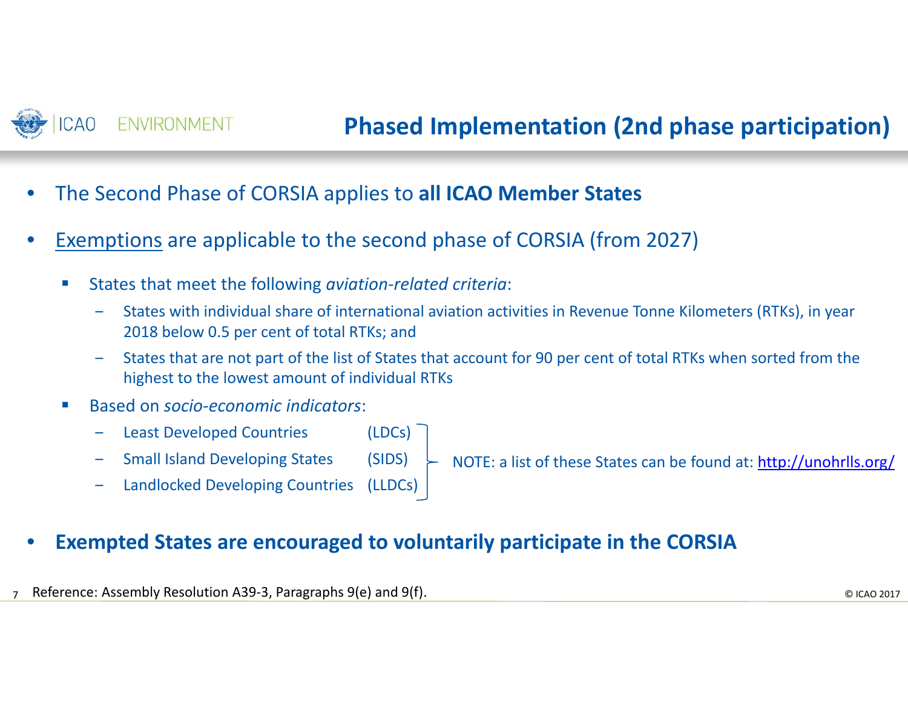## Phased Implementation (2nd phase participation)

- The Second Phase of CORSIA applies to **all ICAO Member States**
- Exemptions are applicable to the second phase of CORSIA (from 2027)
  - States that meet the following *aviation-related criteria*:
    - States with individual share of international aviation activities in Revenue Tonne Kilometers (RTKs), in year 2018 below 0.5 per cent of total RTKs; and
    - States that are not part of the list of States that account for 90 per cent of total RTKs when sorted from the highest to the lowest amount of individual RTKs
  - Based on *socio-economic indicators*:
    - Least Developed Countries (LDCs)
    - Small Island Developing States (SIDS)
    - Landlocked Developing Countries (LLDCs)

    NOTE: a list of these States can be found at: http://unohrlls.org/
- **Exempted States are encouraged to voluntarily participate in the CORSIA**

Reference: Assembly Resolution A39-3, Paragraphs 9(e) and 9(f).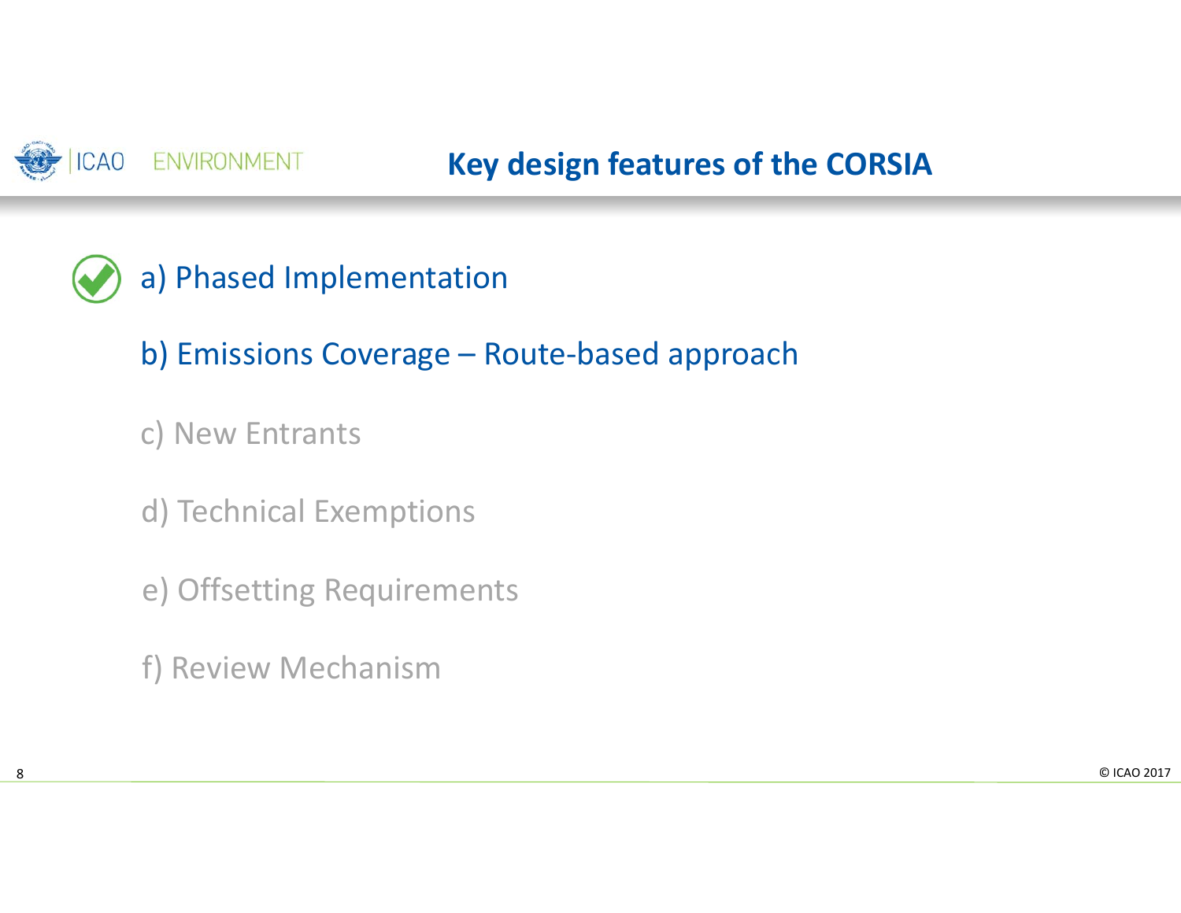# Key design features of the CORSIA

- a) Phased Implementation
- b) Emissions Coverage – Route-based approach
- c) New Entrants
- d) Technical Exemptions
- e) Offsetting Requirements
- f) Review Mechanism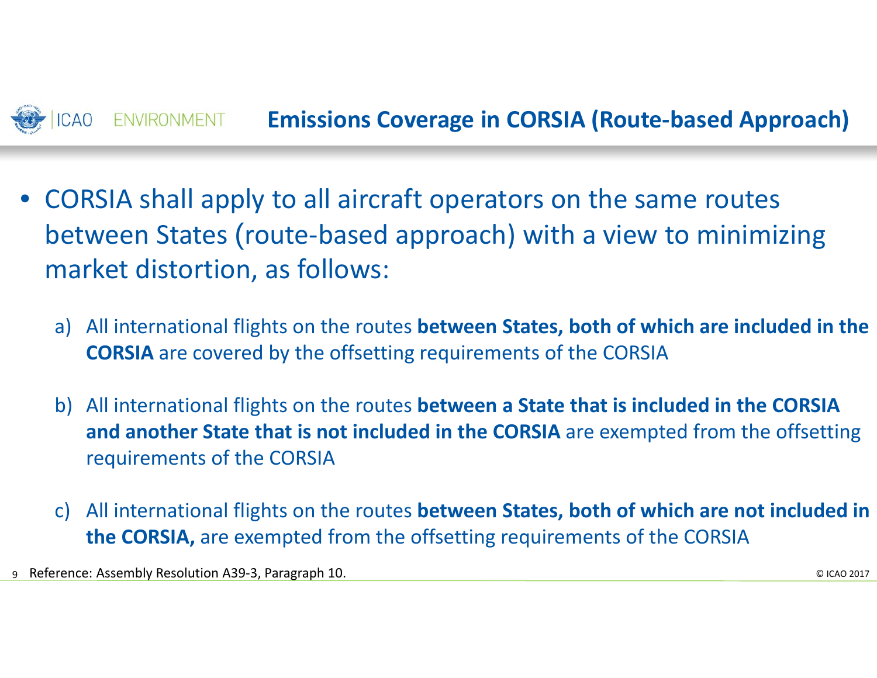# Emissions Coverage in CORSIA (Route-based Approach)

- CORSIA shall apply to all aircraft operators on the same routes between States (route-based approach) with a view to minimizing market distortion, as follows:

  a) All international flights on the routes **between States, both of which are included in the CORSIA** are covered by the offsetting requirements of the CORSIA

  b) All international flights on the routes **between a State that is included in the CORSIA and another State that is not included in the CORSIA** are exempted from the offsetting requirements of the CORSIA

  c) All international flights on the routes **between States, both of which are not included in the CORSIA,** are exempted from the offsetting requirements of the CORSIA

Reference: Assembly Resolution A39-3, Paragraph 10.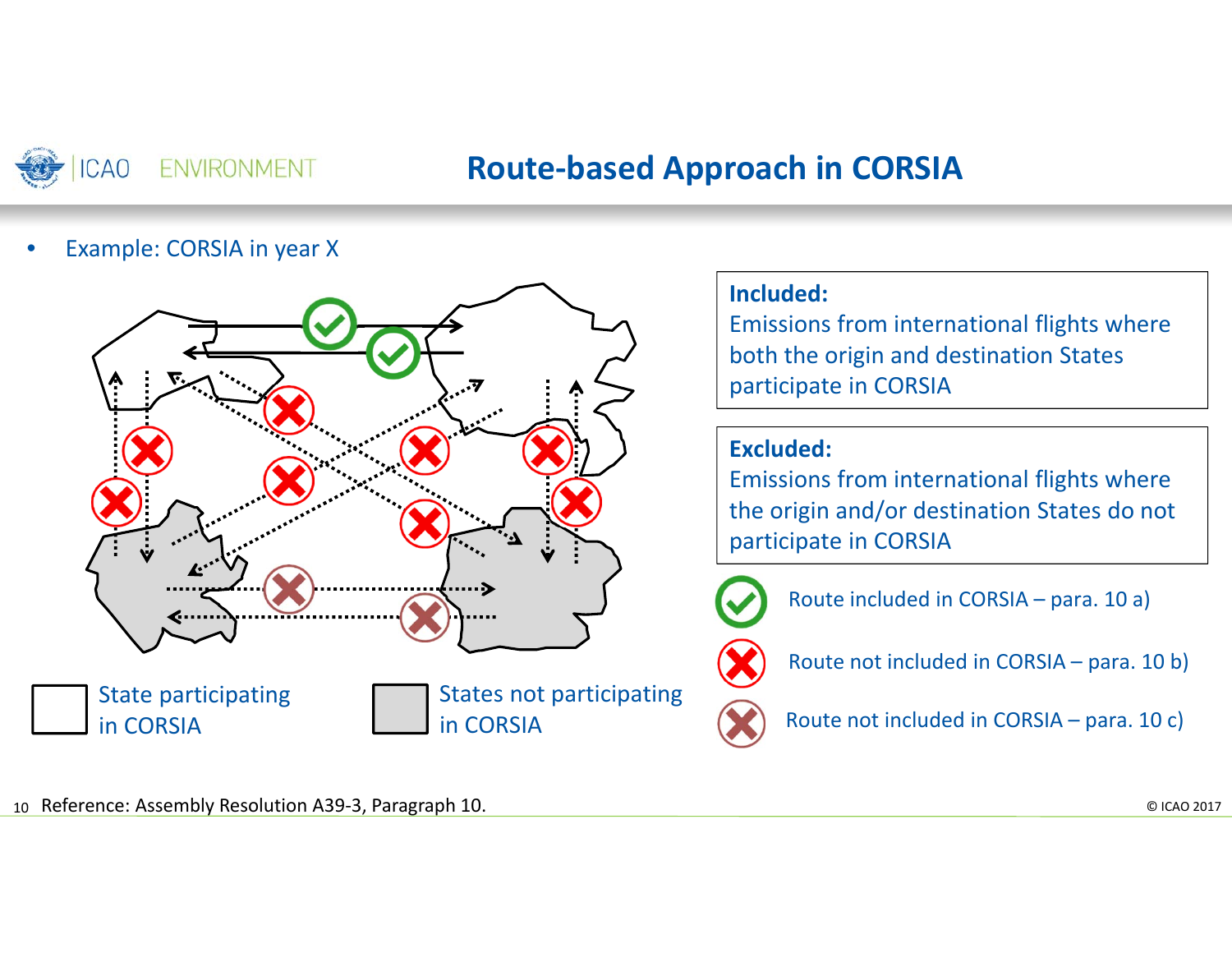# Route-based Approach in CORSIA

- Example: CORSIA in year X

**Included:**
Emissions from international flights where both the origin and destination States participate in CORSIA

**Excluded:**
Emissions from international flights where the origin and/or destination States do not participate in CORSIA

Route included in CORSIA – para. 10 a)

Route not included in CORSIA – para. 10 b)

Route not included in CORSIA – para. 10 c)

State participating in CORSIA

States not participating in CORSIA

Reference: Assembly Resolution A39-3, Paragraph 10.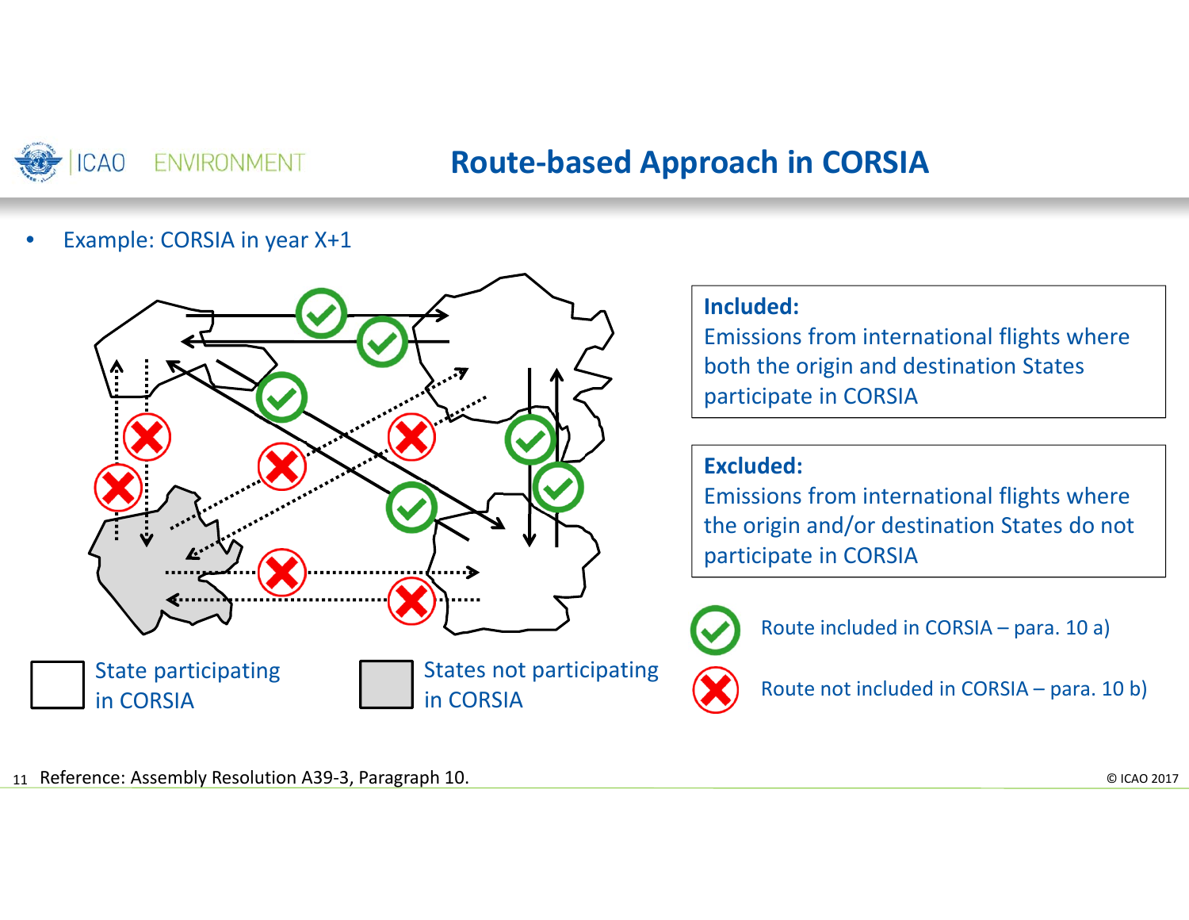# Route-based Approach in CORSIA

- Example: CORSIA in year X+1

**Included:**
Emissions from international flights where both the origin and destination States participate in CORSIA

**Excluded:**
Emissions from international flights where the origin and/or destination States do not participate in CORSIA

✅ Route included in CORSIA – para. 10 a)

❌ Route not included in CORSIA – para. 10 b)

State participating in CORSIA

States not participating in CORSIA

Reference: Assembly Resolution A39-3, Paragraph 10.

© ICAO 2017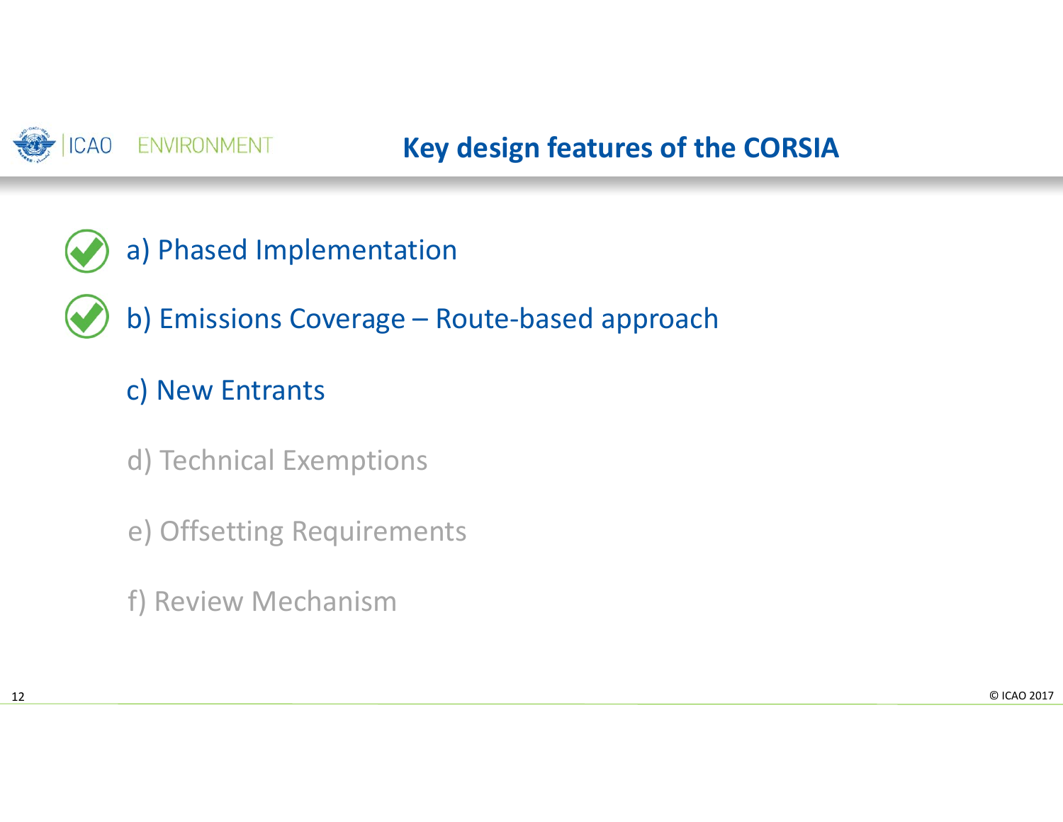# Key design features of the CORSIA

- ✔ a) Phased Implementation
- ✔ b) Emissions Coverage – Route-based approach
- c) New Entrants
- d) Technical Exemptions
- e) Offsetting Requirements
- f) Review Mechanism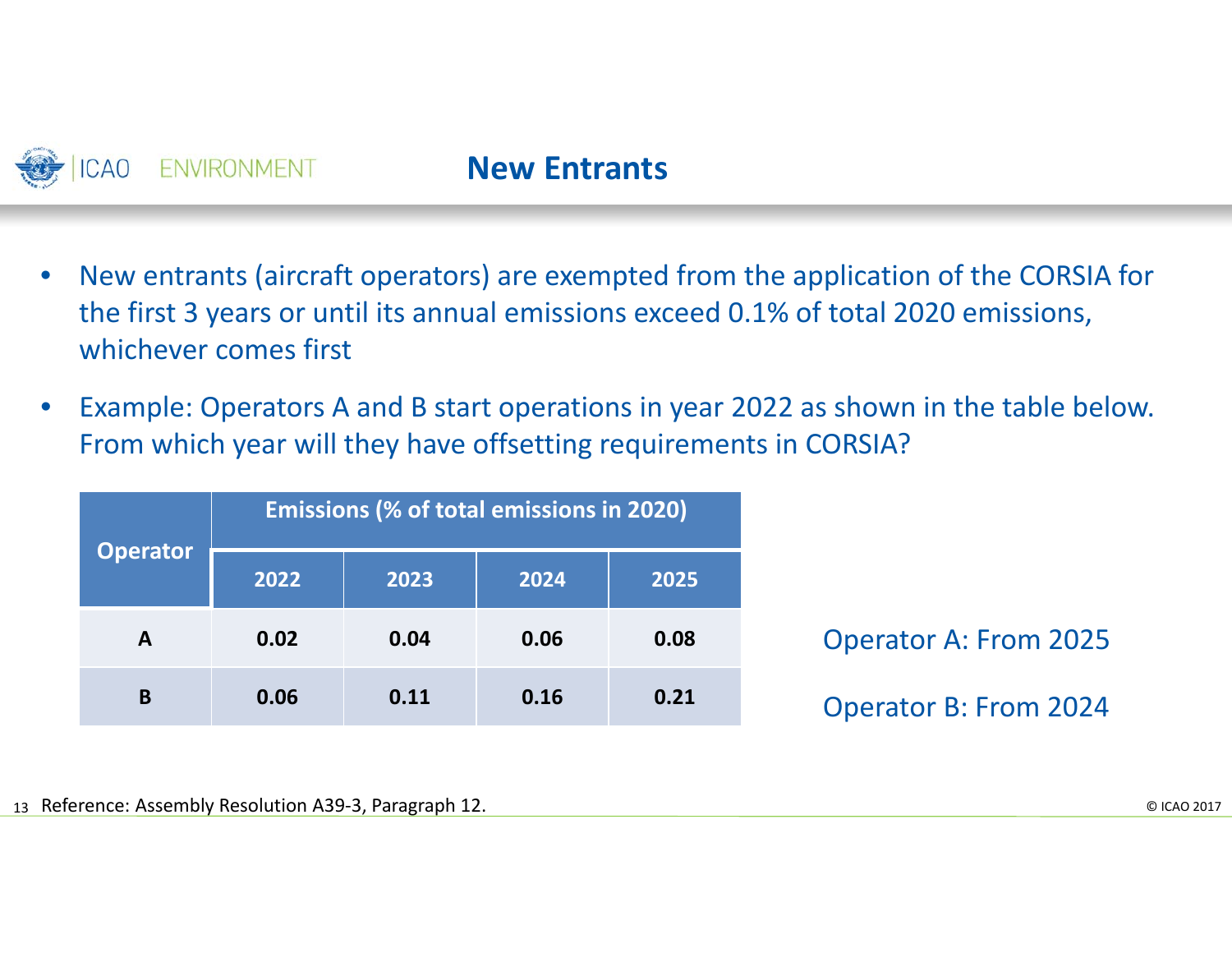## New Entrants

- New entrants (aircraft operators) are exempted from the application of the CORSIA for the first 3 years or until its annual emissions exceed 0.1% of total 2020 emissions, whichever comes first
- Example: Operators A and B start operations in year 2022 as shown in the table below. From which year will they have offsetting requirements in CORSIA?

| Operator | Emissions (% of total emissions in 2020) | | | |
|---|---|---|---|---|
| | 2022 | 2023 | 2024 | 2025 |
| A | 0.02 | 0.04 | 0.06 | 0.08 |
| B | 0.06 | 0.11 | 0.16 | 0.21 |

Operator A: From 2025

Operator B: From 2024

Reference: Assembly Resolution A39-3, Paragraph 12.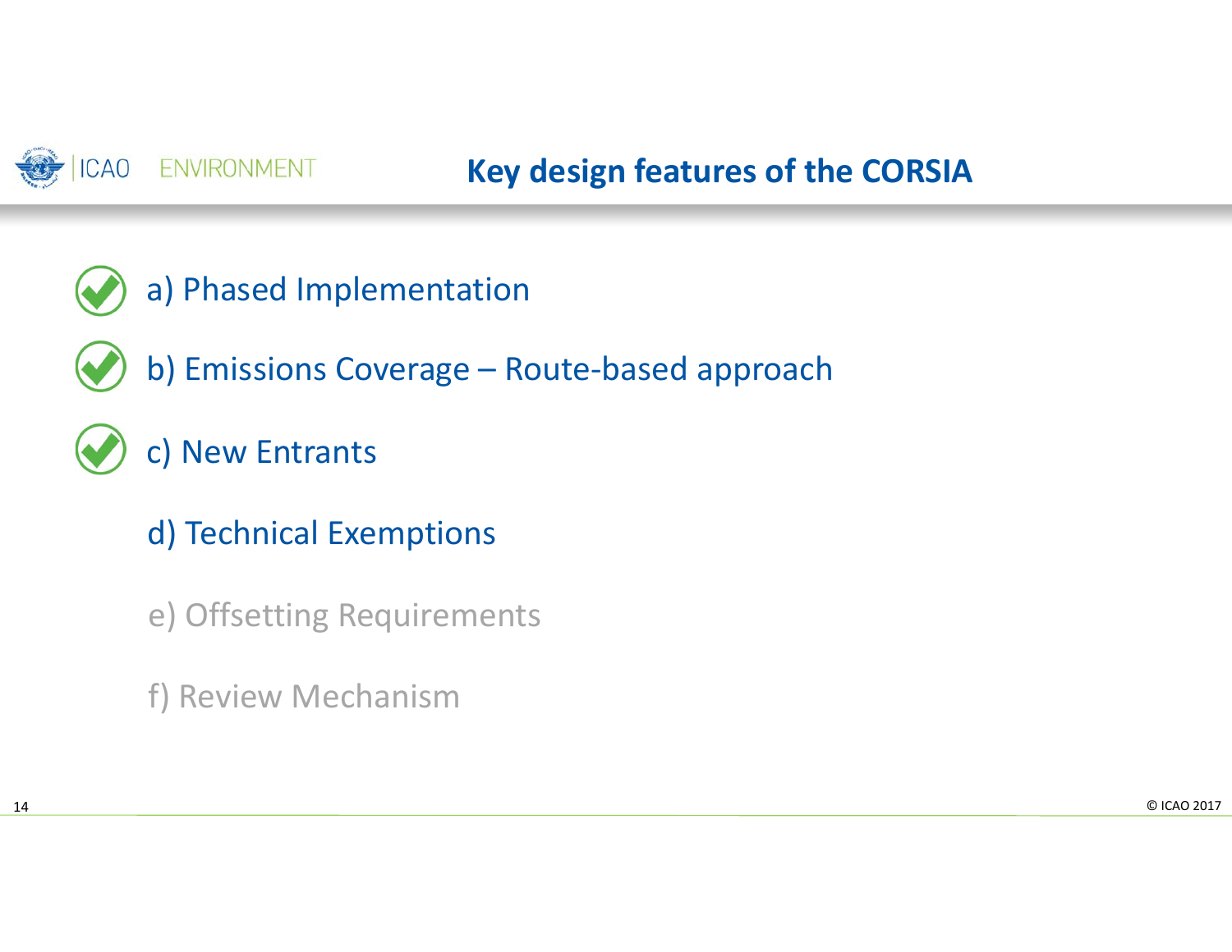# Key design features of the CORSIA

- a) Phased Implementation
- b) Emissions Coverage – Route-based approach
- c) New Entrants
- d) Technical Exemptions
- e) Offsetting Requirements
- f) Review Mechanism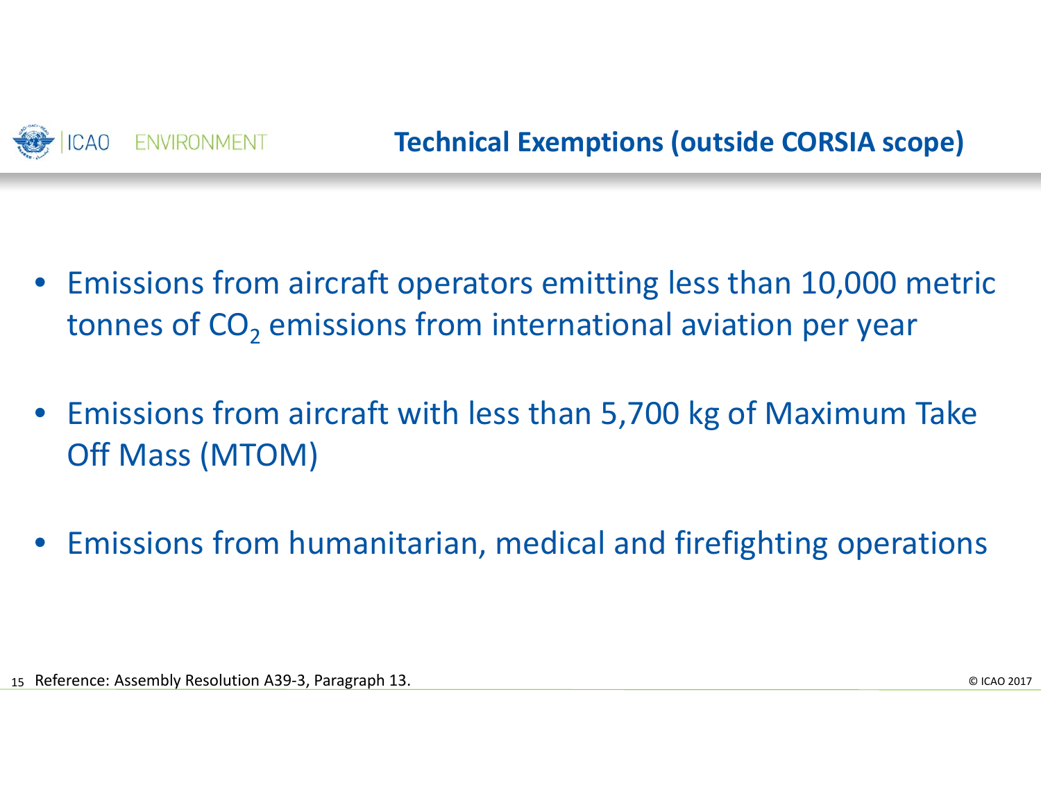## Technical Exemptions (outside CORSIA scope)

- Emissions from aircraft operators emitting less than 10,000 metric tonnes of $CO_2$ emissions from international aviation per year
- Emissions from aircraft with less than 5,700 kg of Maximum Take Off Mass (MTOM)
- Emissions from humanitarian, medical and firefighting operations

Reference: Assembly Resolution A39-3, Paragraph 13.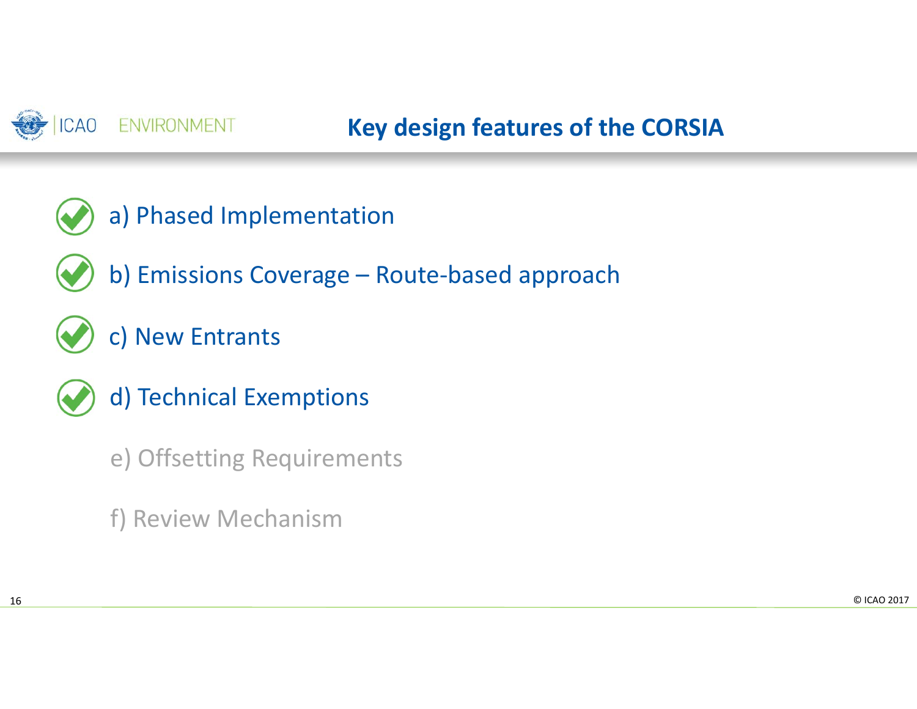## Key design features of the CORSIA

- a) Phased Implementation
- b) Emissions Coverage – Route-based approach
- c) New Entrants
- d) Technical Exemptions
- e) Offsetting Requirements
- f) Review Mechanism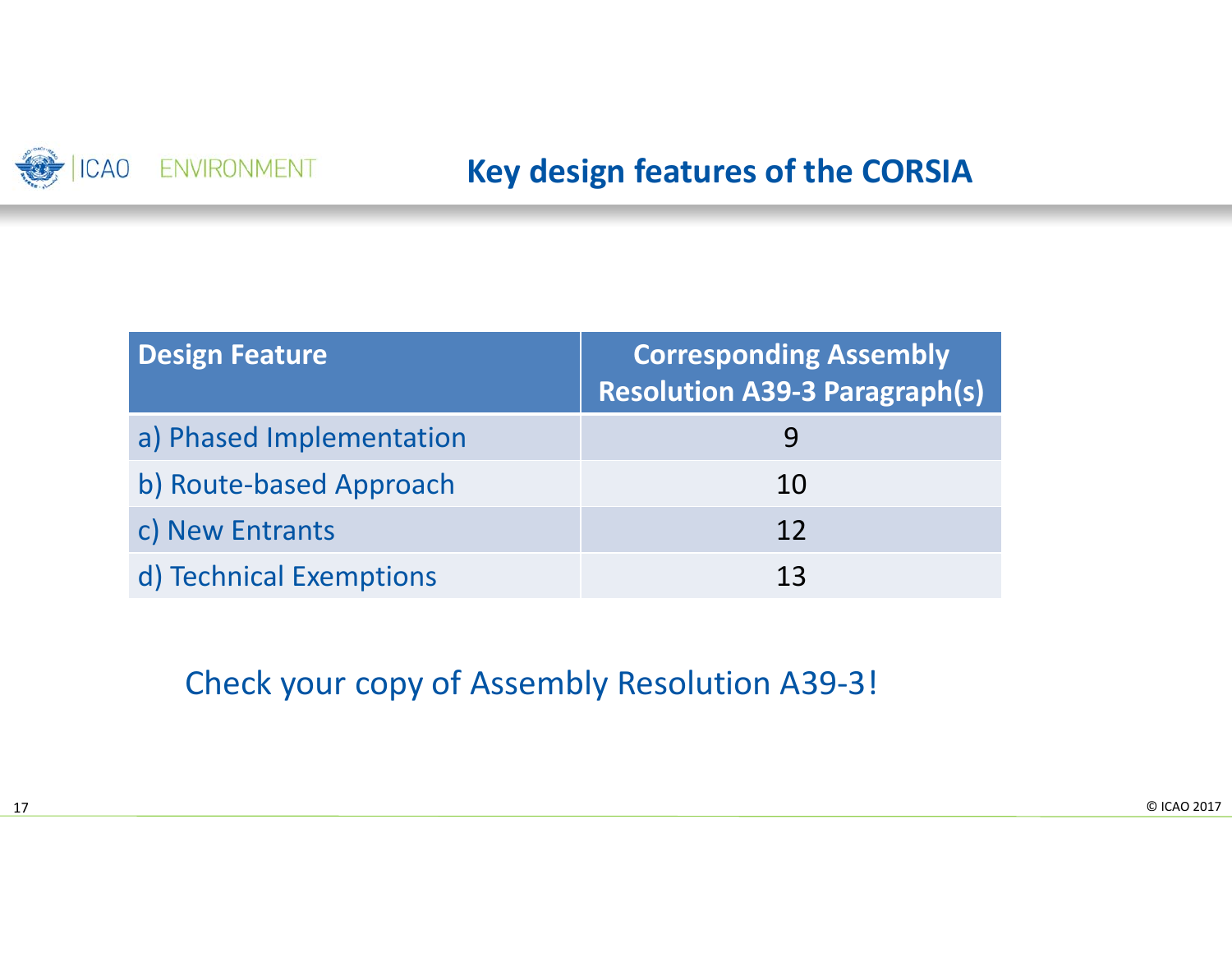# Key design features of the CORSIA

| Design Feature | Corresponding Assembly Resolution A39-3 Paragraph(s) |
|---|---|
| a) Phased Implementation | 9 |
| b) Route-based Approach | 10 |
| c) New Entrants | 12 |
| d) Technical Exemptions | 13 |

Check your copy of Assembly Resolution A39-3!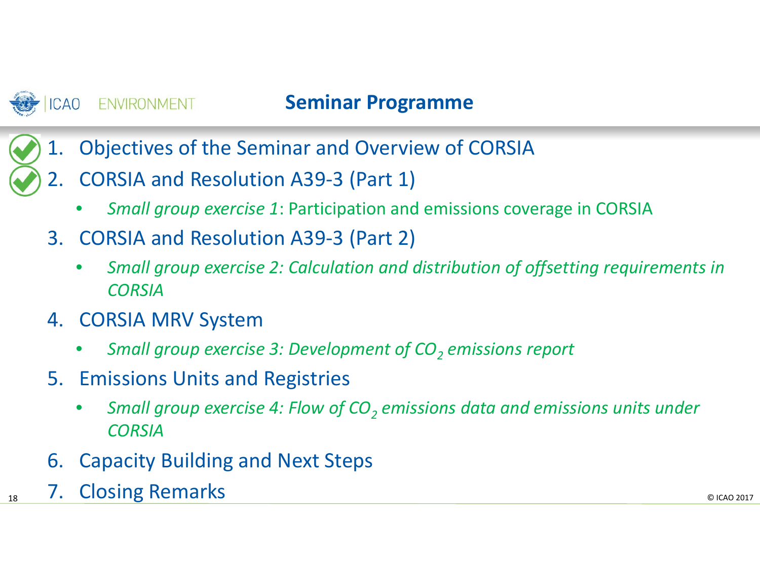# Seminar Programme

1. Objectives of the Seminar and Overview of CORSIA
2. CORSIA and Resolution A39-3 (Part 1)
   - *Small group exercise 1*: Participation and emissions coverage in CORSIA
3. CORSIA and Resolution A39-3 (Part 2)
   - *Small group exercise 2: Calculation and distribution of offsetting requirements in CORSIA*
4. CORSIA MRV System
   - *Small group exercise 3: Development of $CO_2$ emissions report*
5. Emissions Units and Registries
   - *Small group exercise 4: Flow of $CO_2$ emissions data and emissions units under CORSIA*
6. Capacity Building and Next Steps
7. Closing Remarks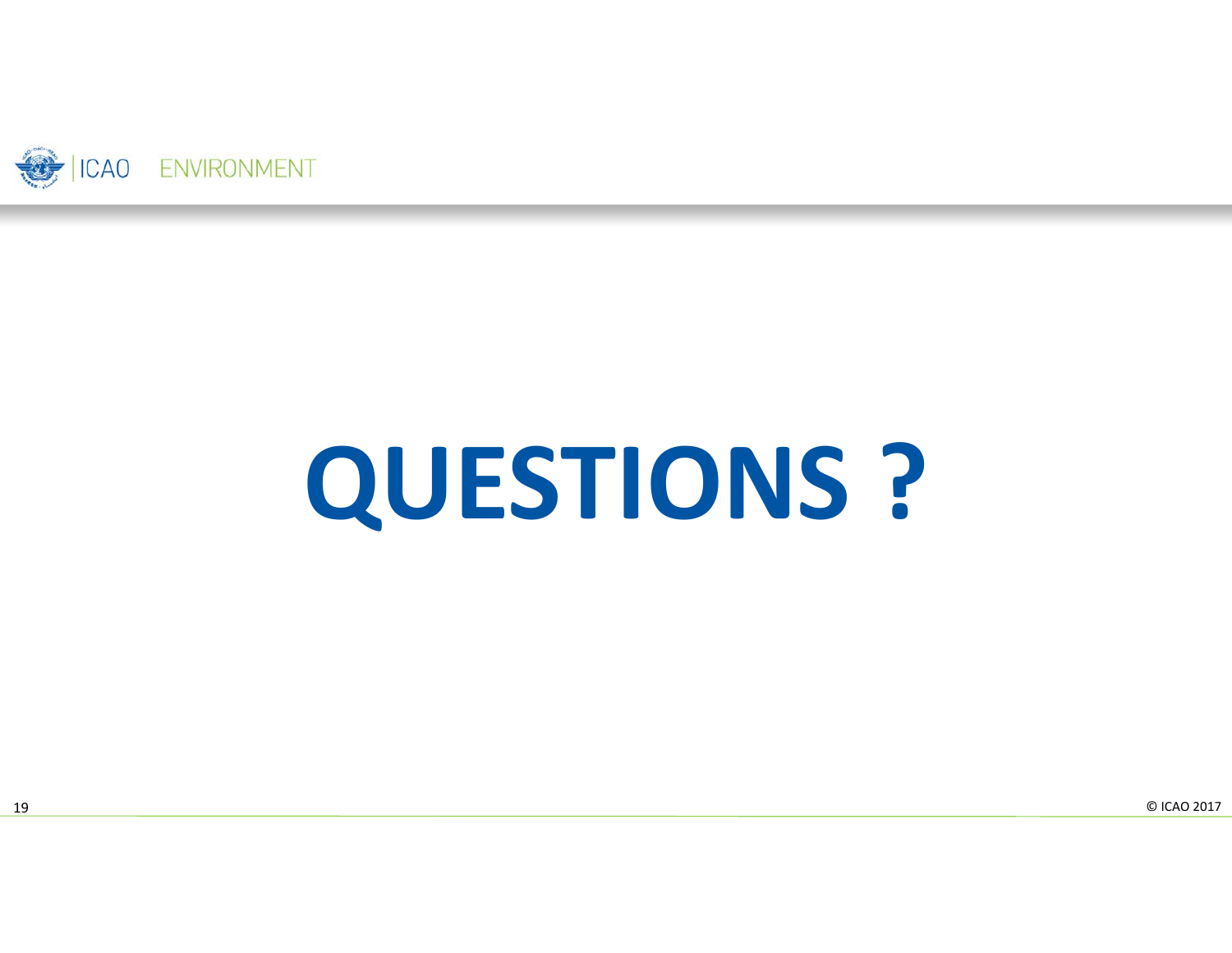# QUESTIONS ?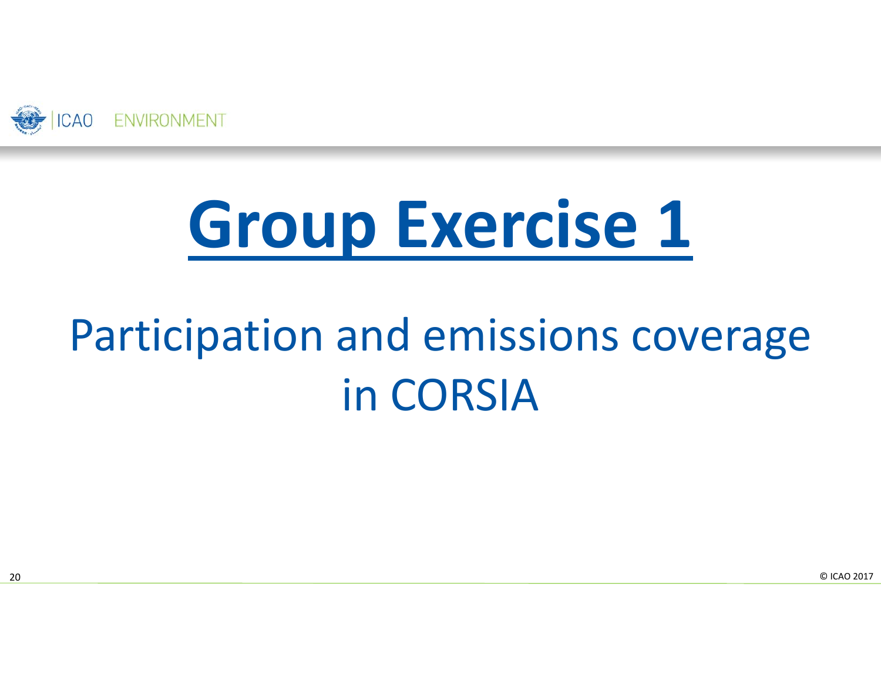# Group Exercise 1

## Participation and emissions coverage in CORSIA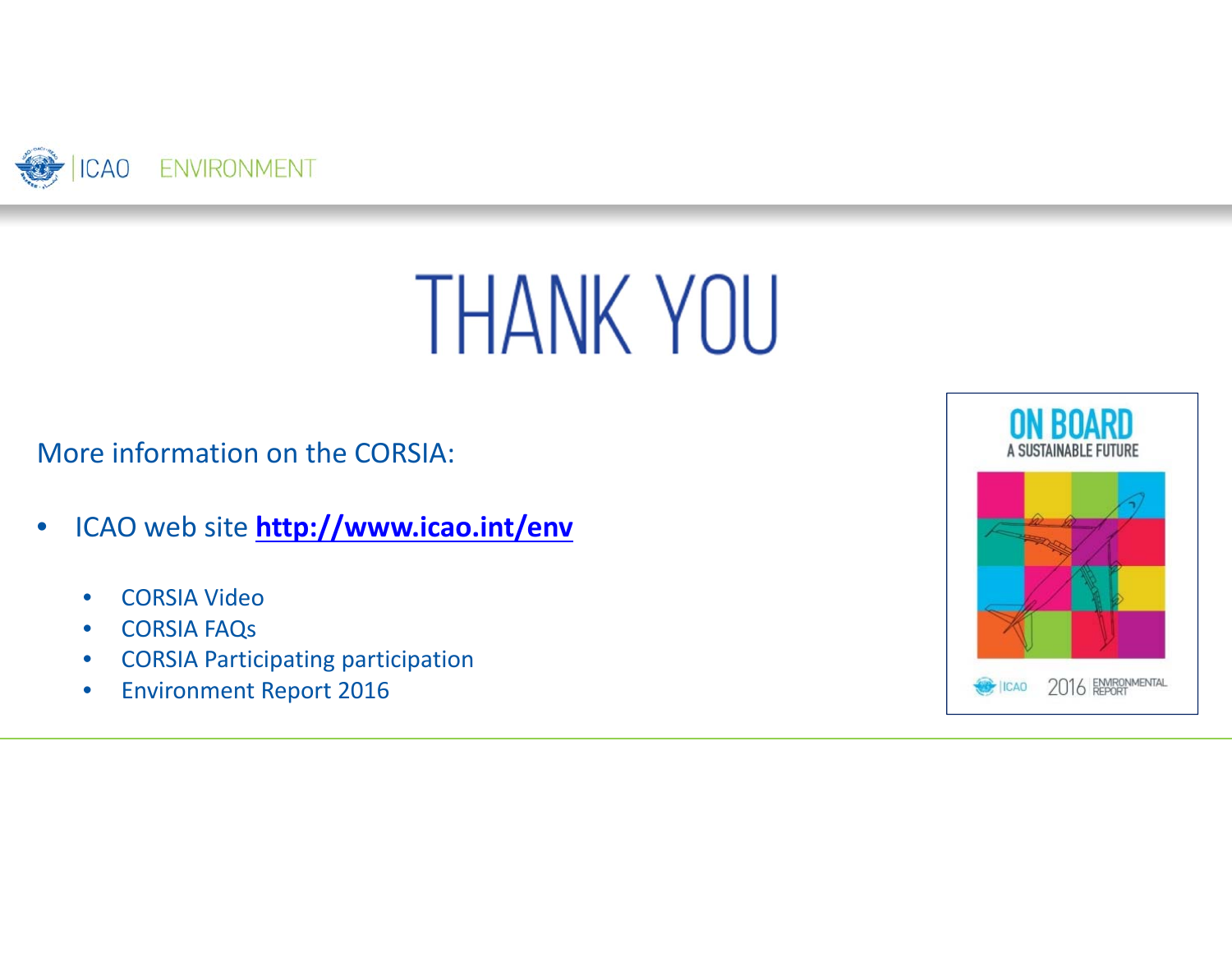# THANK YOU

More information on the CORSIA:

- ICAO web site **http://www.icao.int/env**
  - CORSIA Video
  - CORSIA FAQs
  - CORSIA Participating participation
  - Environment Report 2016